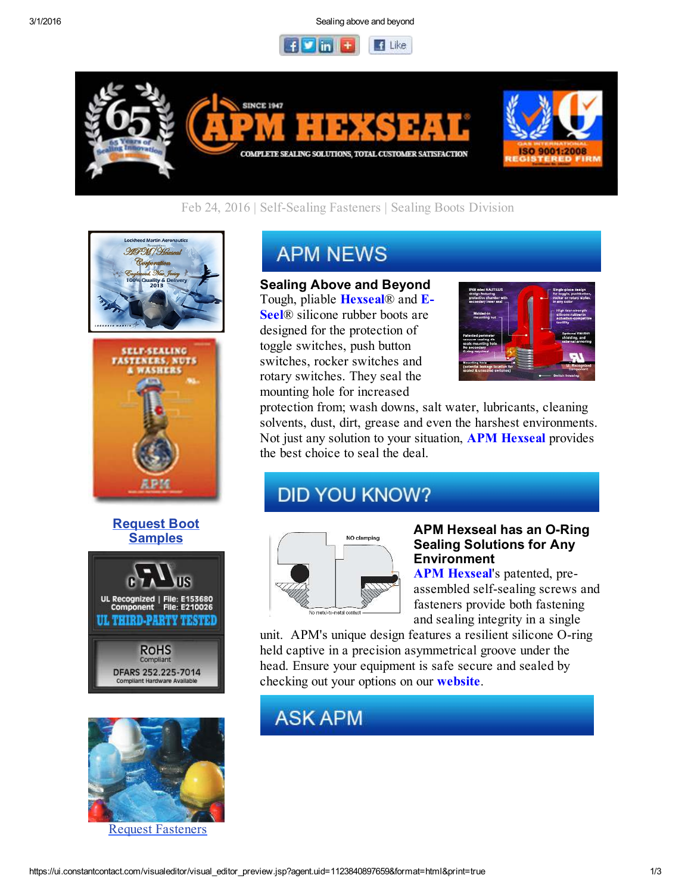Feb 24, 2016 | Self-Sealing Fasteners | Sealing Boots Division

## APM NEWS

### Sealing Above and Beyond

Tough, pliable **Hexseal**® and **E-Seel**® silicone rubber boots are designed for the protection of toggle switches, push button switches, rocker switches and rotary switches. They seal the mounting hole for increased protection from; wash downs, salt water, lubricants, cleaning solvents, dust, dirt, grease and even the harshest environments. Not just any solution to your situation, **APM Hexseal** provides the best choice to seal the deal.

## DID YOU KNOW?

### APM Hexseal has an O-Ring Sealing Solutions for Any Environment

**APM Hexseal**'s patented, pre-assembled self-sealing screws and fasteners provide both fastening and sealing integrity in a single unit. APM's unique design features a resilient silicone O-ring held captive in a precision asymmetrical groove under the head. Ensure your equipment is safe secure and sealed by checking out your options on our **website**.

## ASK APM

Request Boot Samples

UL Recognized Component | File: E153680 File: E210026

UL THIRD-PARTY TESTED

RoHS Compliant

DFARS 252.225-7014 Compliant Hardware Available

Request Fasteners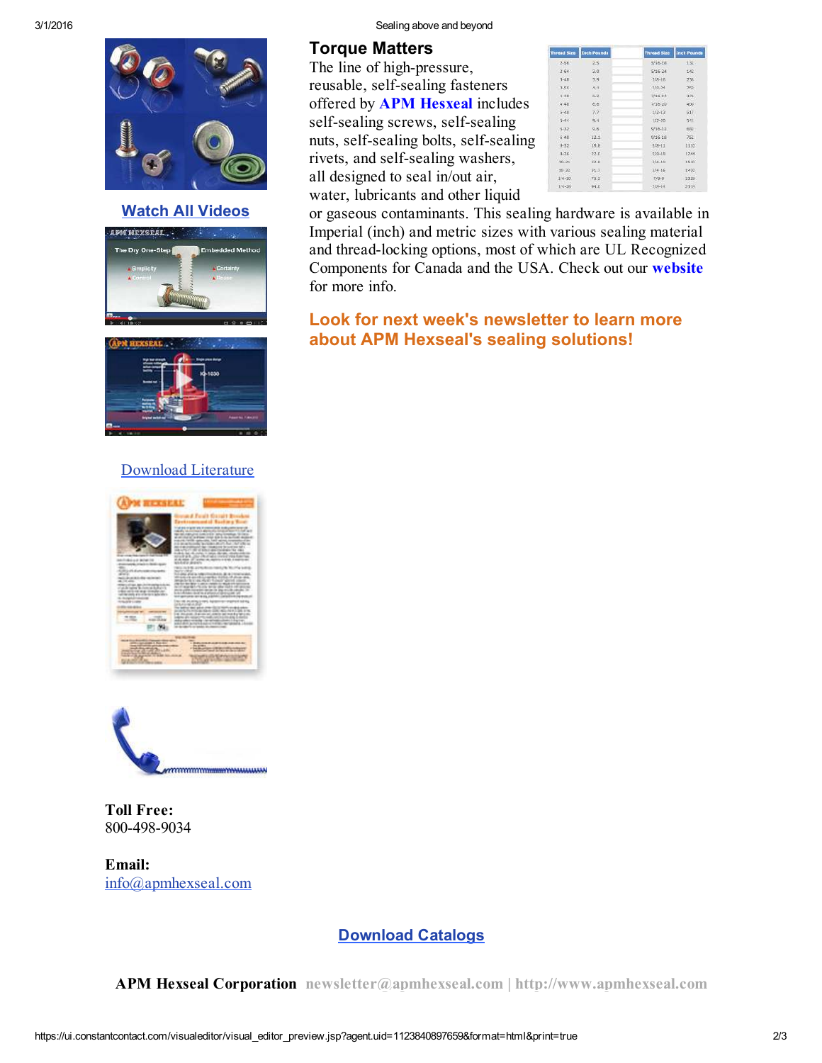Watch All Videos

Download Literature

## Torque Matters

The line of high-pressure, reusable, self-sealing fasteners offered by **APM Hexseal** includes self-sealing screws, self-sealing nuts, self-sealing bolts, self-sealing rivets, and self-sealing washers, all designed to seal in/out air, water, lubricants and other liquid or gaseous contaminants. This sealing hardware is available in Imperial (inch) and metric sizes with various sealing material and thread-locking options, most of which are UL Recognized Components for Canada and the USA. Check out our **website** for more info.

**Look for next week's newsletter to learn more about APM Hexseal's sealing solutions!**

**Toll Free:**
800-498-9034

**Email:**
info@apmhexseal.com

**Download Catalogs**

**APM Hexseal Corporation** newsletter@apmhexseal.com | http://www.apmhexseal.com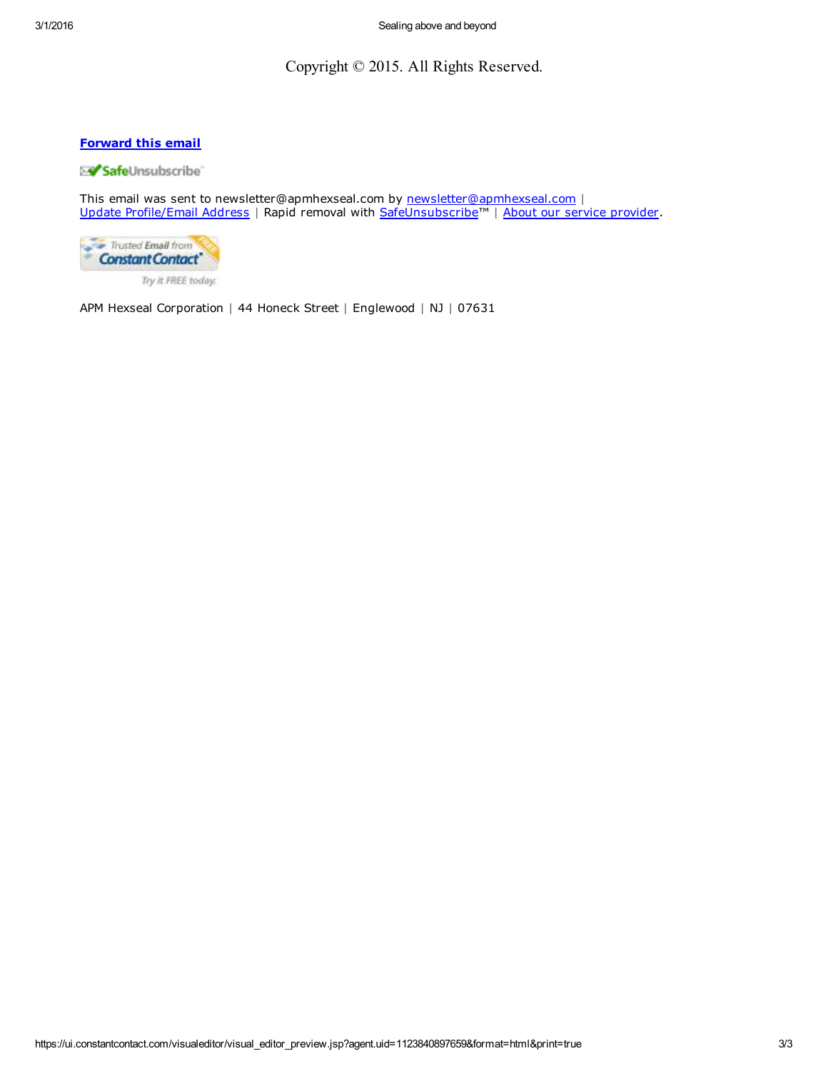Copyright © 2015. All Rights Reserved.

**Forward this email**

SafeUnsubscribe™

This email was sent to newsletter@apmhexseal.com by newsletter@apmhexseal.com | Update Profile/Email Address | Rapid removal with SafeUnsubscribe™ | About our service provider.

Trusted Email from Constant Contact® Try it FREE today.

APM Hexseal Corporation | 44 Honeck Street | Englewood | NJ | 07631